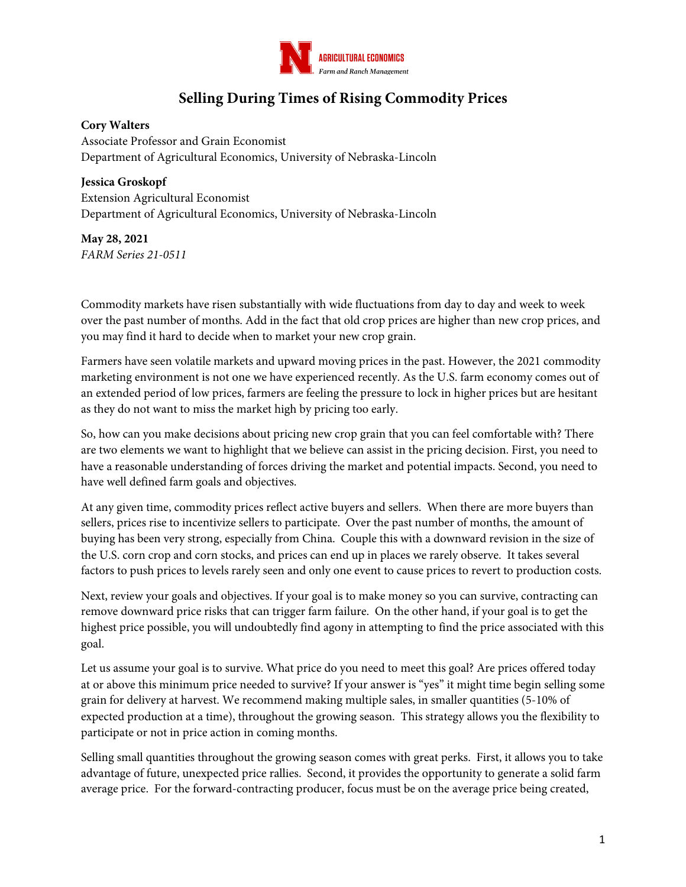# Selling During Times of Rising Commodity Prices

**Cory Walters**
Associate Professor and Grain Economist
Department of Agricultural Economics, University of Nebraska-Lincoln

**Jessica Groskopf**
Extension Agricultural Economist
Department of Agricultural Economics, University of Nebraska-Lincoln

**May 28, 2021**
*FARM Series 21-0511*

Commodity markets have risen substantially with wide fluctuations from day to day and week to week over the past number of months. Add in the fact that old crop prices are higher than new crop prices, and you may find it hard to decide when to market your new crop grain.

Farmers have seen volatile markets and upward moving prices in the past. However, the 2021 commodity marketing environment is not one we have experienced recently. As the U.S. farm economy comes out of an extended period of low prices, farmers are feeling the pressure to lock in higher prices but are hesitant as they do not want to miss the market high by pricing too early.

So, how can you make decisions about pricing new crop grain that you can feel comfortable with? There are two elements we want to highlight that we believe can assist in the pricing decision. First, you need to have a reasonable understanding of forces driving the market and potential impacts. Second, you need to have well defined farm goals and objectives.

At any given time, commodity prices reflect active buyers and sellers. When there are more buyers than sellers, prices rise to incentivize sellers to participate. Over the past number of months, the amount of buying has been very strong, especially from China. Couple this with a downward revision in the size of the U.S. corn crop and corn stocks, and prices can end up in places we rarely observe. It takes several factors to push prices to levels rarely seen and only one event to cause prices to revert to production costs.

Next, review your goals and objectives. If your goal is to make money so you can survive, contracting can remove downward price risks that can trigger farm failure. On the other hand, if your goal is to get the highest price possible, you will undoubtedly find agony in attempting to find the price associated with this goal.

Let us assume your goal is to survive. What price do you need to meet this goal? Are prices offered today at or above this minimum price needed to survive? If your answer is "yes" it might time begin selling some grain for delivery at harvest. We recommend making multiple sales, in smaller quantities (5-10% of expected production at a time), throughout the growing season. This strategy allows you the flexibility to participate or not in price action in coming months.

Selling small quantities throughout the growing season comes with great perks. First, it allows you to take advantage of future, unexpected price rallies. Second, it provides the opportunity to generate a solid farm average price. For the forward-contracting producer, focus must be on the average price being created,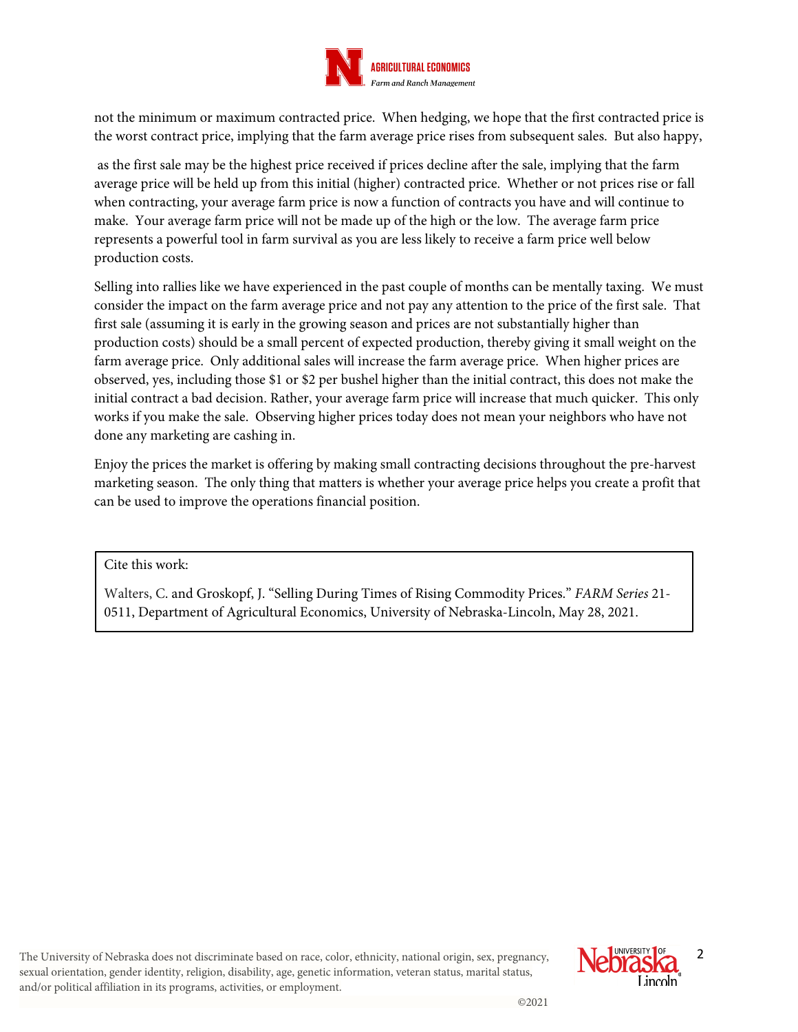not the minimum or maximum contracted price. When hedging, we hope that the first contracted price is the worst contract price, implying that the farm average price rises from subsequent sales. But also happy,

as the first sale may be the highest price received if prices decline after the sale, implying that the farm average price will be held up from this initial (higher) contracted price. Whether or not prices rise or fall when contracting, your average farm price is now a function of contracts you have and will continue to make. Your average farm price will not be made up of the high or the low. The average farm price represents a powerful tool in farm survival as you are less likely to receive a farm price well below production costs.

Selling into rallies like we have experienced in the past couple of months can be mentally taxing. We must consider the impact on the farm average price and not pay any attention to the price of the first sale. That first sale (assuming it is early in the growing season and prices are not substantially higher than production costs) should be a small percent of expected production, thereby giving it small weight on the farm average price. Only additional sales will increase the farm average price. When higher prices are observed, yes, including those $1 or $2 per bushel higher than the initial contract, this does not make the initial contract a bad decision. Rather, your average farm price will increase that much quicker. This only works if you make the sale. Observing higher prices today does not mean your neighbors who have not done any marketing are cashing in.

Enjoy the prices the market is offering by making small contracting decisions throughout the pre-harvest marketing season. The only thing that matters is whether your average price helps you create a profit that can be used to improve the operations financial position.

Cite this work:

Walters, C. and Groskopf, J. "Selling During Times of Rising Commodity Prices." *FARM Series* 21-0511, Department of Agricultural Economics, University of Nebraska-Lincoln, May 28, 2021.

The University of Nebraska does not discriminate based on race, color, ethnicity, national origin, sex, pregnancy, sexual orientation, gender identity, religion, disability, age, genetic information, veteran status, marital status, and/or political affiliation in its programs, activities, or employment.

©2021